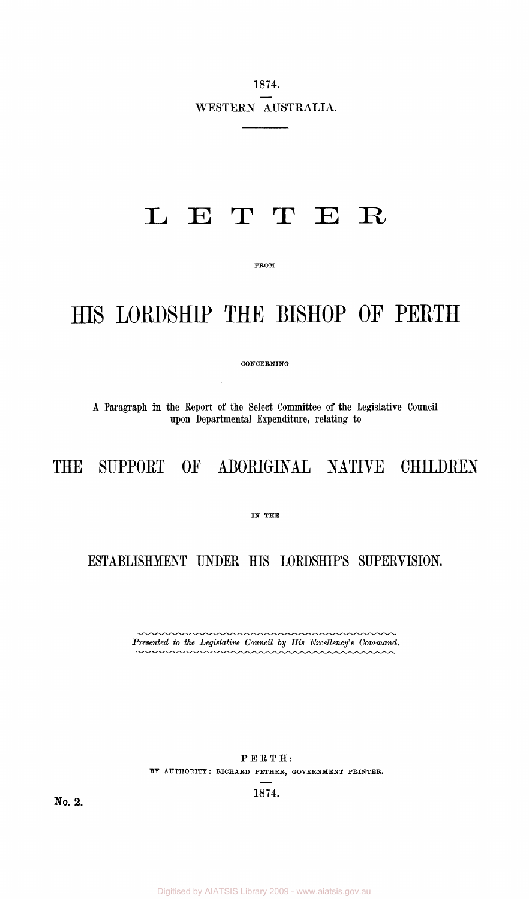1874.

WESTERN AUSTRALIA.

# LETTER

FROM

# HIS LORDSHIP THE BISHOP OF PERTH

CONCERNING

A Paragraph in the Report of the Select Committee of the Legislative Council upon Departmental Expenditure, relating to

# THE SUPPORT OF ABORIGINAL NATIVE CHILDREN

IN THE

# ESTABLISHMENT UNDER HIS LORDSHIP'S SUPERVISION.

*Presented to the Legislative Council by His Excellency's Command.*

PERTH:

BY AUTHORITY: RICHARD PETHER, GOVERNMENT PRINTER.

1874.

No. 2.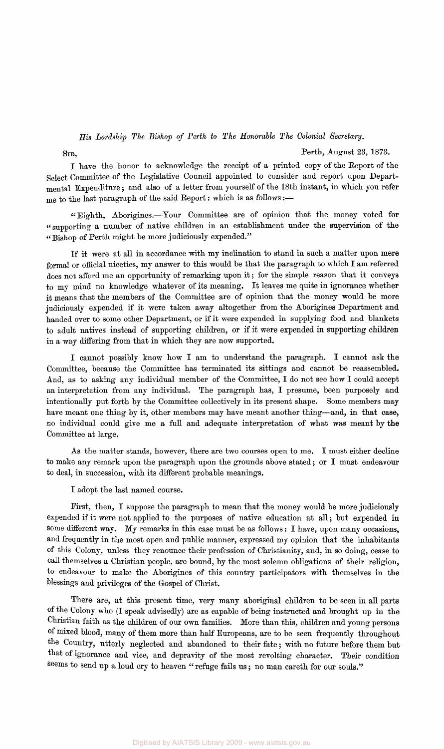*His Lordship The Bishop of Perth to The Honorable The Colonial Secretary.*

SIR, Perth, August 23, 1873.

I have the honor to acknowledge the receipt of a printed copy of the Report of the Select Committee of the Legislative Council appointed to consider and report upon Departmental Expenditure; and also of a letter from yourself of the 18th instant, in which you refer me to the last paragraph of the said Report: which is as follows:—

"Eighth, Aborigines.—Your Committee are of opinion that the money voted for "supporting a number of native children in an establishment under the supervision of the "Bishop of Perth might be more judiciously expended."

If it were at all in accordance with my inclination to stand in such a matter upon mere formal or official niceties, my answer to this would be that the paragraph to which I am referred does not afford me an opportunity of remarking upon it; for the simple reason that it conveys to my mind no knowledge whatever of its meaning. It leaves me quite in ignorance whether it means that the members of the Committee are of opinion that the money would be more judiciously expended if it were taken away altogether from the Aborigines Department and handed over to some other Department, or if it were expended in supplying food and blankets to adult natives instead of supporting children, or if it were expended in supporting children in a way differing from that in which they are now supported.

I cannot possibly know how I am to understand the paragraph. I cannot ask the Committee, because the Committee has terminated its sittings and cannot be reassembled. And, as to asking any individual member of the Committee, I do not see how I could accept an interpretation from any individual. The paragraph has, I presume, been purposely and intentionally put forth by the Committee collectively in its present shape. Some members may have meant one thing by it, other members may have meant another thing—and, in that case, no individual could give me a full and adequate interpretation of what was meant by the Committee at large.

As the matter stands, however, there are two courses open to me. I must either decline to make any remark upon the paragraph upon the grounds above stated; or I must endeavour to deal, in succession, with its different probable meanings.

I adopt the last named course.

First, then, I suppose the paragraph to mean that the money would be more judiciously expended if it were not applied to the purposes of native education at all; but expended in some different way. My remarks in this case must be as follows: I have, upon many occasions, and frequently in the most open and public manner, expressed my opinion that the inhabitants of this Colony, unless they renounce their profession of Christianity, and, in so doing, cease to call themselves a Christian people, are bound, by the most solemn obligations of their religion, to endeavour to make the Aborigines of this country participators with themselves in the blessings and privileges of the Gospel of Christ.

There are, at this present time, very many aboriginal children to be seen in all parts of the Colony who (I speak advisedly) are as capable of being instructed and brought up in the Christian faith as the children of our own families. More than this, children and young persons of mixed blood, many of them more than half Europeans, are to be seen frequently throughout the Country, utterly neglected and abandoned to their fate; with no future before them but that of ignorance and vice, and depravity of the most revolting character. Their condition seems to send up a loud cry to heaven "refuge fails us; no man careth for our souls."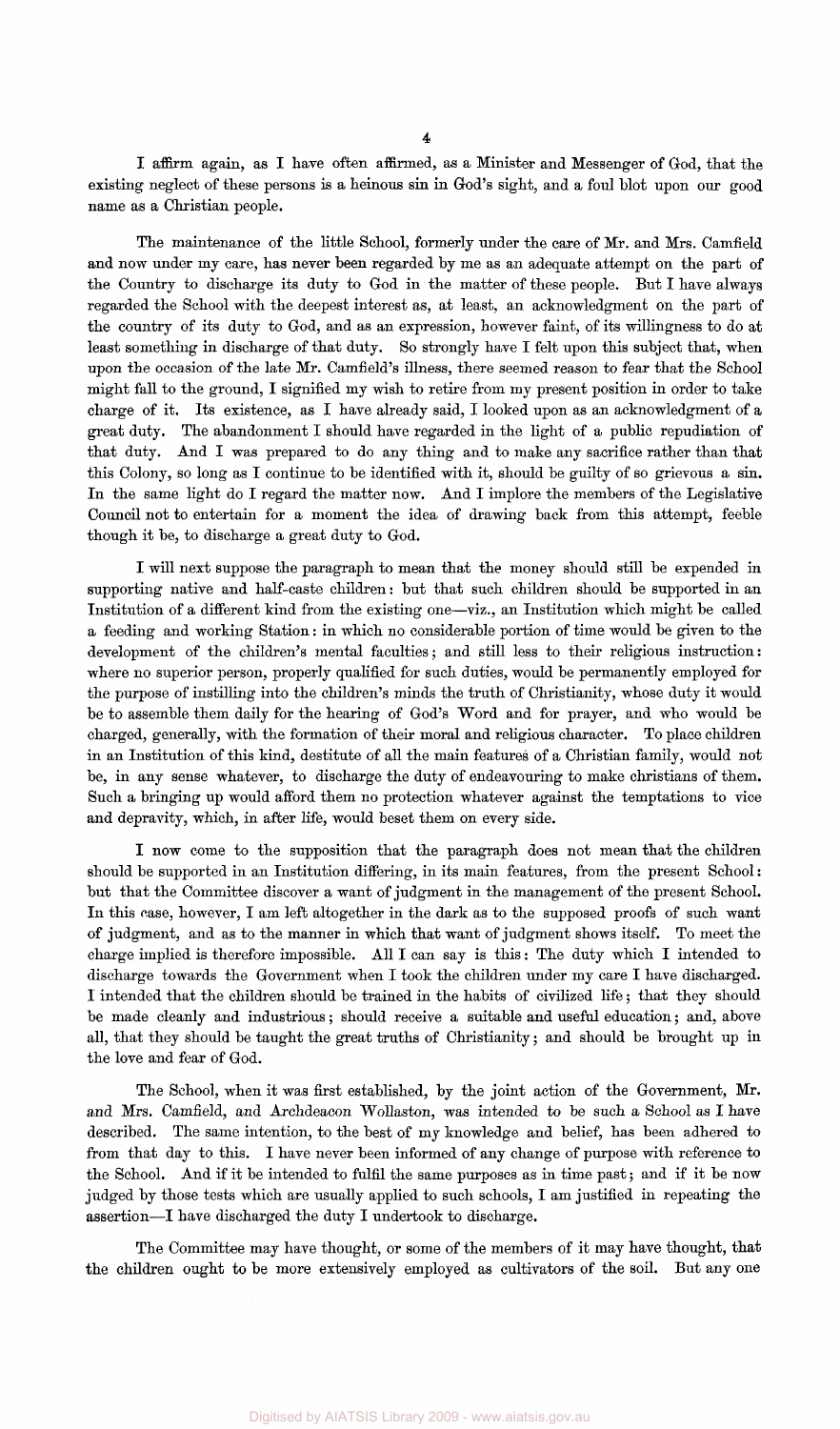I affirm again, as I have often affirmed, as a Minister and Messenger of God, that the existing neglect of these persons is a heinous sin in God's sight, and a foul blot upon our good name as a Christian people.

The maintenance of the little School, formerly under the care of Mr. and Mrs. Camfield and now under my care, has never been regarded by me as an adequate attempt on the part of the Country to discharge its duty to God in the matter of these people. But I have always regarded the School with the deepest interest as, at least, an acknowledgment on the part of the country of its duty to God, and as an expression, however faint, of its willingness to do at least something in discharge of that duty. So strongly have I felt upon this subject that, when upon the occasion of the late Mr. Camfield's illness, there seemed reason to fear that the School might fall to the ground, I signified my wish to retire from my present position in order to take charge of it. Its existence, as I have already said, I looked upon as an acknowledgment of a great duty. The abandonment I should have regarded in the light of a public repudiation of that duty. And I was prepared to do any thing and to make any sacrifice rather than that this Colony, so long as I continue to be identified with it, should be guilty of so grievous a sin. In the same light do I regard the matter now. And I implore the members of the Legislative Council not to entertain for a moment the idea of drawing back from this attempt, feeble though it be, to discharge a great duty to God.

I will next suppose the paragraph to mean that the money should still be expended in supporting native and half-caste children: but that such children should be supported in an Institution of a different kind from the existing one—viz., an Institution which might be called a feeding and working Station: in which no considerable portion of time would be given to the development of the children's mental faculties; and still less to their religious instruction: where no superior person, properly qualified for such duties, would be permanently employed for the purpose of instilling into the children's minds the truth of Christianity, whose duty it would be to assemble them daily for the hearing of God's Word and for prayer, and who would be charged, generally, with the formation of their moral and religious character. To place children in an Institution of this kind, destitute of all the main features of a Christian family, would not be, in any sense whatever, to discharge the duty of endeavouring to make christians of them. Such a bringing up would afford them no protection whatever against the temptations to vice and depravity, which, in after life, would beset them on every side.

I now come to the supposition that the paragraph does not mean that the children should be supported in an Institution differing, in its main features, from the present School: but that the Committee discover a want of judgment in the management of the present School. In this case, however, I am left altogether in the dark as to the supposed proofs of such want of judgment, and as to the manner in which that want of judgment shows itself. To meet the charge implied is therefore impossible. All I can say is this: The duty which I intended to discharge towards the Government when I took the children under my care I have discharged. I intended that the children should be trained in the habits of civilized life; that they should be made cleanly and industrious; should receive a suitable and useful education; and, above all, that they should be taught the great truths of Christianity; and should be brought up in the love and fear of God.

The School, when it was first established, by the joint action of the Government, Mr. and Mrs. Camfield, and Archdeacon Wollaston, was intended to be such a School as I have described. The same intention, to the best of my knowledge and belief, has been adhered to from that day to this. I have never been informed of any change of purpose with reference to the School. And if it be intended to fulfil the same purposes as in time past; and if it be now judged by those tests which are usually applied to such schools, I am justified in repeating the assertion—I have discharged the duty I undertook to discharge.

The Committee may have thought, or some of the members of it may have thought, that the children ought to be more extensively employed as cultivators of the soil. But any one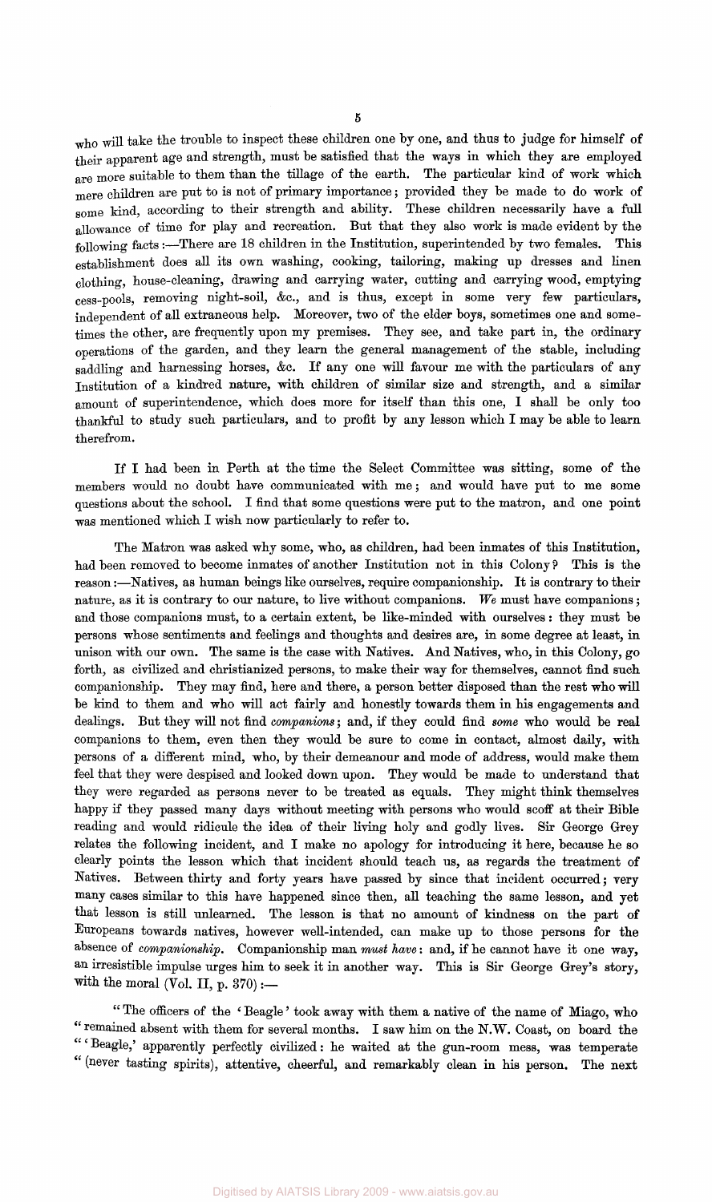who will take the trouble to inspect these children one by one, and thus to judge for himself of their apparent age and strength, must be satisfied that the ways in which they are employed are more suitable to them than the tillage of the earth. The particular kind of work which mere children are put to is not of primary importance; provided they be made to do work of some kind, according to their strength and ability. These children necessarily have a full allowance of time for play and recreation. But that they also work is made evident by the following facts:—There are 18 children in the Institution, superintended by two females. This establishment does all its own washing, cooking, tailoring, making up dresses and linen clothing, house-cleaning, drawing and carrying water, cutting and carrying wood, emptying cess-pools, removing night-soil, &c., and is thus, except in some very few particulars, independent of all extraneous help. Moreover, two of the elder boys, sometimes one and sometimes the other, are frequently upon my premises. They see, and take part in, the ordinary operations of the garden, and they learn the general management of the stable, including saddling and harnessing horses, &c. If any one will favour me with the particulars of any Institution of a kindred nature, with children of similar size and strength, and a similar amount of superintendence, which does more for itself than this one, I shall be only too thankful to study such particulars, and to profit by any lesson which I may be able to learn therefrom.

If I had been in Perth at the time the Select Committee was sitting, some of the members would no doubt have communicated with me; and would have put to me some questions about the school. I find that some questions were put to the matron, and one point was mentioned which I wish now particularly to refer to.

The Matron was asked why some, who, as children, had been inmates of this Institution, had been removed to become inmates of another Institution not in this Colony? This is the reason:—Natives, as human beings like ourselves, require companionship. It is contrary to their nature, as it is contrary to our nature, to live without companions. *We* must have companions; and those companions must, to a certain extent, be like-minded with ourselves: they must be persons whose sentiments and feelings and thoughts and desires are, in some degree at least, in unison with our own. The same is the case with Natives. And Natives, who, in this Colony, go forth, as civilized and christianized persons, to make their way for themselves, cannot find such companionship. They may find, here and there, a person better disposed than the rest who will be kind to them and who will act fairly and honestly towards them in his engagements and dealings. But they will not find *companions*; and, if they could find *some* who would be real companions to them, even then they would be sure to come in contact, almost daily, with persons of a different mind, who, by their demeanour and mode of address, would make them feel that they were despised and looked down upon. They would be made to understand that they were regarded as persons never to be treated as equals. They might think themselves happy if they passed many days without meeting with persons who would scoff at their Bible reading and would ridicule the idea of their living holy and godly lives. Sir George Grey relates the following incident, and I make no apology for introducing it here, because he so clearly points the lesson which that incident should teach us, as regards the treatment of Natives. Between thirty and forty years have passed by since that incident occurred; very many cases similar to this have happened since then, all teaching the same lesson, and yet that lesson is still unlearned. The lesson is that no amount of kindness on the part of Europeans towards natives, however well-intended, can make up to those persons for the absence of *companionship*. Companionship man *must have*: and, if he cannot have it one way, an irresistible impulse urges him to seek it in another way. This is Sir George Grey's story, with the moral (Vol. II, p. 370):—

"The officers of the 'Beagle' took away with them a native of the name of Miago, who "remained absent with them for several months. I saw him on the N.W. Coast, on board the "'Beagle,' apparently perfectly civilized: he waited at the gun-room mess, was temperate "(never tasting spirits), attentive, cheerful, and remarkably clean in his person. The next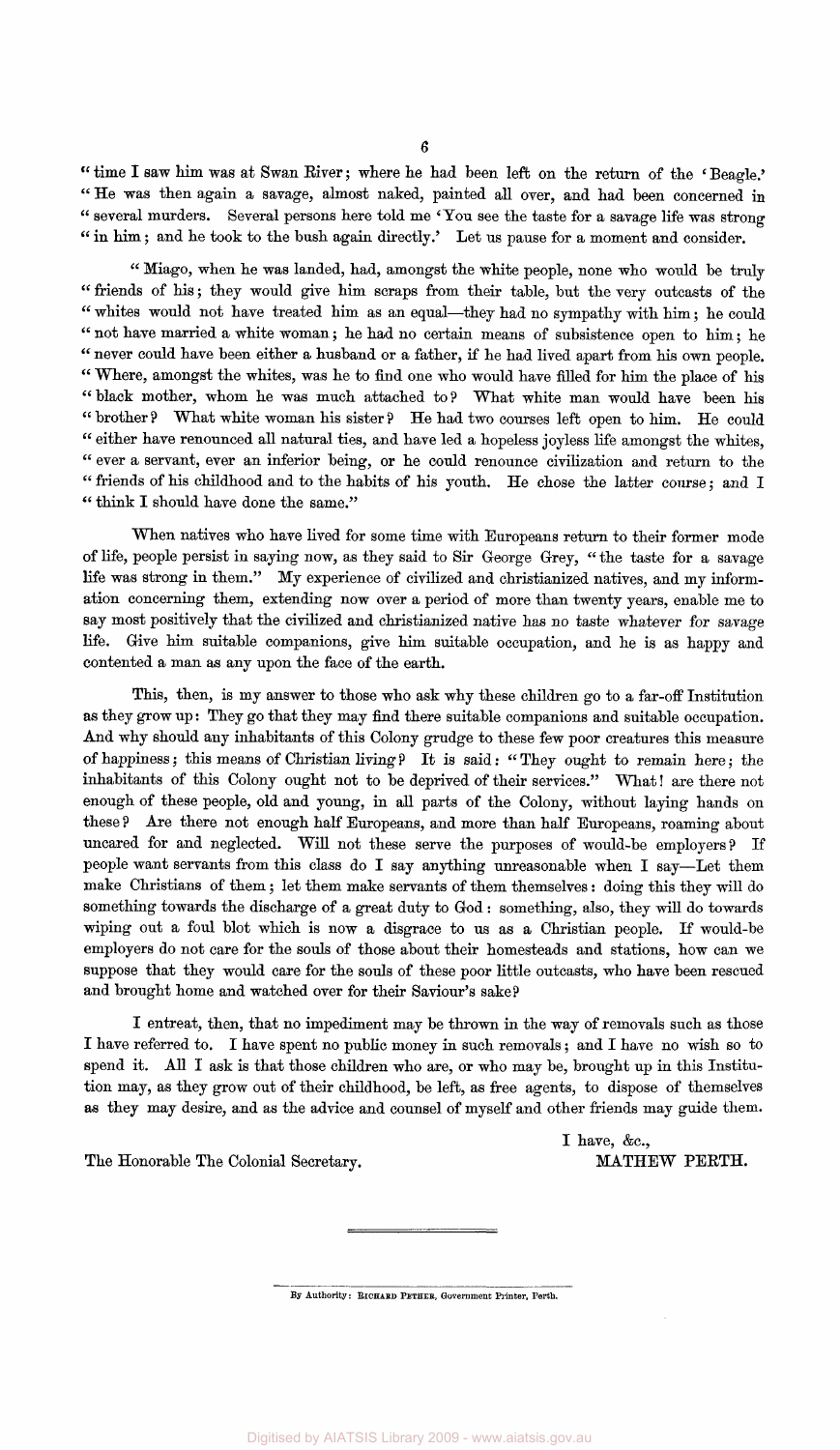"time I saw him was at Swan River; where he had been left on the return of the 'Beagle.' "He was then again a savage, almost naked, painted all over, and had been concerned in "several murders. Several persons here told me 'You see the taste for a savage life was strong "in him; and he took to the bush again directly.' Let us pause for a moment and consider.

"Miago, when he was landed, had, amongst the white people, none who would be truly "friends of his; they would give him scraps from their table, but the very outcasts of the "whites would not have treated him as an equal—they had no sympathy with him; he could "not have married a white woman; he had no certain means of subsistence open to him; he "never could have been either a husband or a father, if he had lived apart from his own people. "Where, amongst the whites, was he to find one who would have filled for him the place of his "black mother, whom he was much attached to? What white man would have been his "brother? What white woman his sister? He had two courses left open to him. He could "either have renounced all natural ties, and have led a hopeless joyless life amongst the whites, "ever a servant, ever an inferior being, or he could renounce civilization and return to the "friends of his childhood and to the habits of his youth. He chose the latter course; and I "think I should have done the same."

When natives who have lived for some time with Europeans return to their former mode of life, people persist in saying now, as they said to Sir George Grey, "the taste for a savage life was strong in them." My experience of civilized and christianized natives, and my information concerning them, extending now over a period of more than twenty years, enable me to say most positively that the civilized and christianized native has no taste whatever for savage life. Give him suitable companions, give him suitable occupation, and he is as happy and contented a man as any upon the face of the earth.

This, then, is my answer to those who ask why these children go to a far-off Institution as they grow up: They go that they may find there suitable companions and suitable occupation. And why should any inhabitants of this Colony grudge to these few poor creatures this measure of happiness; this means of Christian living? It is said: "They ought to remain here; the inhabitants of this Colony ought not to be deprived of their services." What! are there not enough of these people, old and young, in all parts of the Colony, without laying hands on these? Are there not enough half Europeans, and more than half Europeans, roaming about uncared for and neglected. Will not these serve the purposes of would-be employers? If people want servants from this class do I say anything unreasonable when I say—Let them make Christians of them; let them make servants of them themselves: doing this they will do something towards the discharge of a great duty to God: something, also, they will do towards wiping out a foul blot which is now a disgrace to us as a Christian people. If would-be employers do not care for the souls of those about their homesteads and stations, how can we suppose that they would care for the souls of these poor little outcasts, who have been rescued and brought home and watched over for their Saviour's sake?

I entreat, then, that no impediment may be thrown in the way of removals such as those I have referred to. I have spent no public money in such removals; and I have no wish so to spend it. All I ask is that those children who are, or who may be, brought up in this Institution may, as they grow out of their childhood, be left, as free agents, to dispose of themselves as they may desire, and as the advice and counsel of myself and other friends may guide them.

I have, &c.,

MATHEW PERTH.

The Honorable The Colonial Secretary.

By Authority: RICHARD PETHER, Government Printer, Perth.